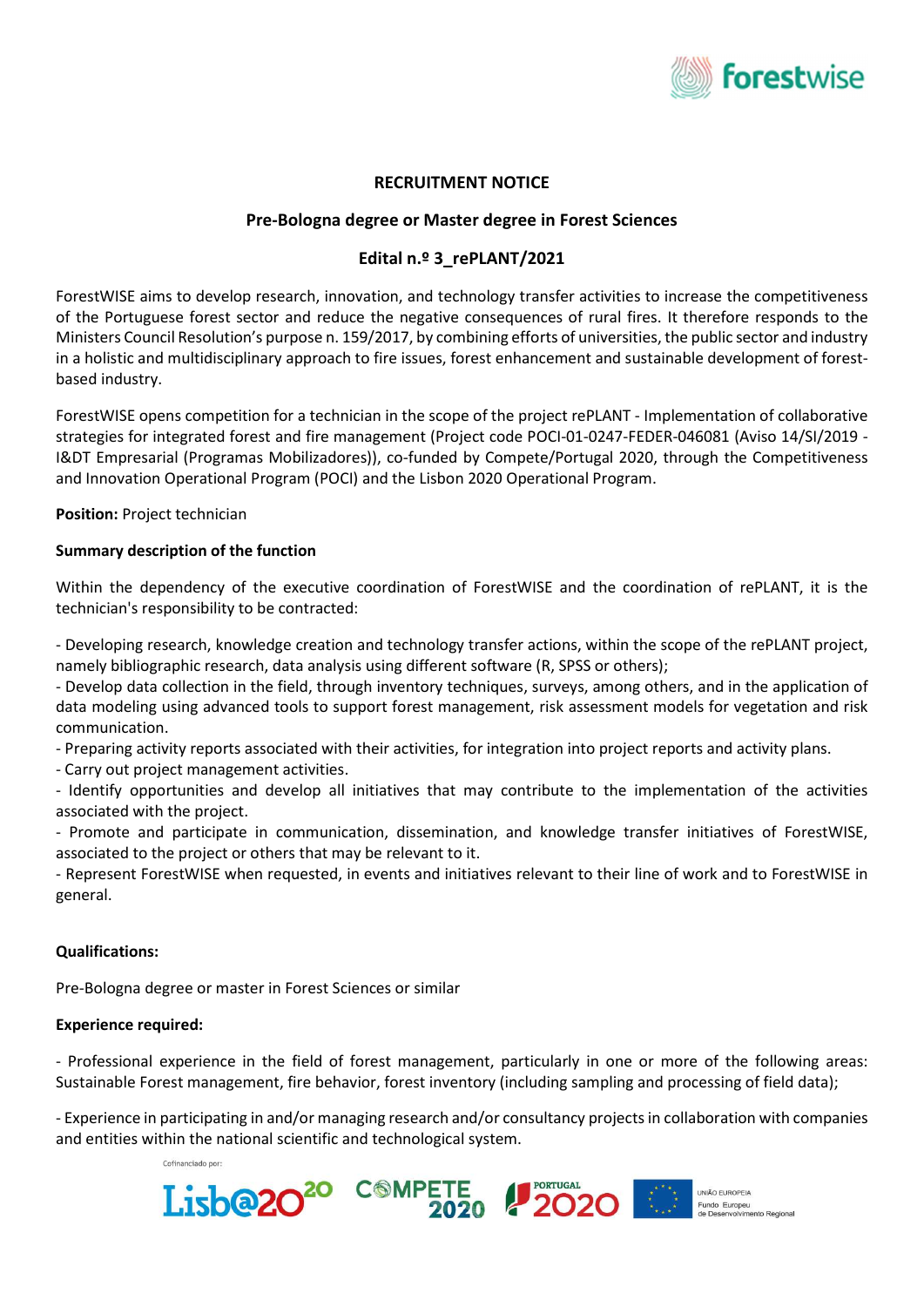# RECRUITMENT NOTICE

## Pre-Bologna degree or Master degree in Forest Sciences

## Edital n.º 3_rePLANT/2021

ForestWISE aims to develop research, innovation, and technology transfer activities to increase the competitiveness of the Portuguese forest sector and reduce the negative consequences of rural fires. It therefore responds to the Ministers Council Resolution's purpose n. 159/2017, by combining efforts of universities, the public sector and industry in a holistic and multidisciplinary approach to fire issues, forest enhancement and sustainable development of forest-based industry.

ForestWISE opens competition for a technician in the scope of the project rePLANT - Implementation of collaborative strategies for integrated forest and fire management (Project code POCI-01-0247-FEDER-046081 (Aviso 14/SI/2019 - I&DT Empresarial (Programas Mobilizadores)), co-funded by Compete/Portugal 2020, through the Competitiveness and Innovation Operational Program (POCI) and the Lisbon 2020 Operational Program.

**Position:** Project technician

**Summary description of the function**

Within the dependency of the executive coordination of ForestWISE and the coordination of rePLANT, it is the technician's responsibility to be contracted:

- Developing research, knowledge creation and technology transfer actions, within the scope of the rePLANT project, namely bibliographic research, data analysis using different software (R, SPSS or others);
- Develop data collection in the field, through inventory techniques, surveys, among others, and in the application of data modeling using advanced tools to support forest management, risk assessment models for vegetation and risk communication.
- Preparing activity reports associated with their activities, for integration into project reports and activity plans.
- Carry out project management activities.
- Identify opportunities and develop all initiatives that may contribute to the implementation of the activities associated with the project.
- Promote and participate in communication, dissemination, and knowledge transfer initiatives of ForestWISE, associated to the project or others that may be relevant to it.
- Represent ForestWISE when requested, in events and initiatives relevant to their line of work and to ForestWISE in general.

**Qualifications:**

Pre-Bologna degree or master in Forest Sciences or similar

**Experience required:**

- Professional experience in the field of forest management, particularly in one or more of the following areas: Sustainable Forest management, fire behavior, forest inventory (including sampling and processing of field data);

- Experience in participating in and/or managing research and/or consultancy projects in collaboration with companies and entities within the national scientific and technological system.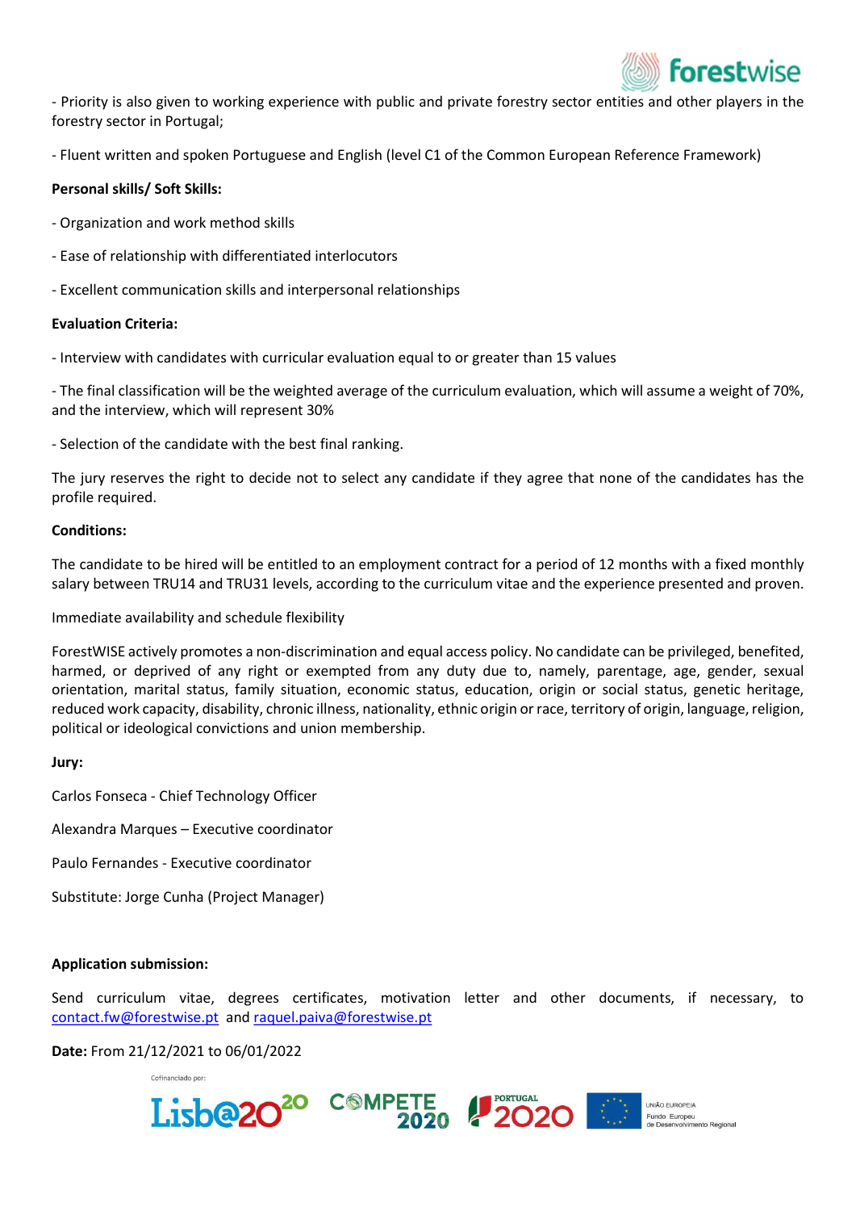- Priority is also given to working experience with public and private forestry sector entities and other players in the forestry sector in Portugal;

- Fluent written and spoken Portuguese and English (level C1 of the Common European Reference Framework)

**Personal skills/ Soft Skills:**

- Organization and work method skills

- Ease of relationship with differentiated interlocutors

- Excellent communication skills and interpersonal relationships

**Evaluation Criteria:**

- Interview with candidates with curricular evaluation equal to or greater than 15 values

- The final classification will be the weighted average of the curriculum evaluation, which will assume a weight of 70%, and the interview, which will represent 30%

- Selection of the candidate with the best final ranking.

The jury reserves the right to decide not to select any candidate if they agree that none of the candidates has the profile required.

**Conditions:**

The candidate to be hired will be entitled to an employment contract for a period of 12 months with a fixed monthly salary between TRU14 and TRU31 levels, according to the curriculum vitae and the experience presented and proven.

Immediate availability and schedule flexibility

ForestWISE actively promotes a non-discrimination and equal access policy. No candidate can be privileged, benefited, harmed, or deprived of any right or exempted from any duty due to, namely, parentage, age, gender, sexual orientation, marital status, family situation, economic status, education, origin or social status, genetic heritage, reduced work capacity, disability, chronic illness, nationality, ethnic origin or race, territory of origin, language, religion, political or ideological convictions and union membership.

**Jury:**

Carlos Fonseca - Chief Technology Officer

Alexandra Marques – Executive coordinator

Paulo Fernandes - Executive coordinator

Substitute: Jorge Cunha (Project Manager)

**Application submission:**

Send curriculum vitae, degrees certificates, motivation letter and other documents, if necessary, to contact.fw@forestwise.pt and raquel.paiva@forestwise.pt

**Date:** From 21/12/2021 to 06/01/2022

Cofinanciado por:

Lisb@20[20] COMPETE 2020 PORTUGAL 2020 UNIÃO EUROPEIA Fundo Europeu de Desenvolvimento Regional